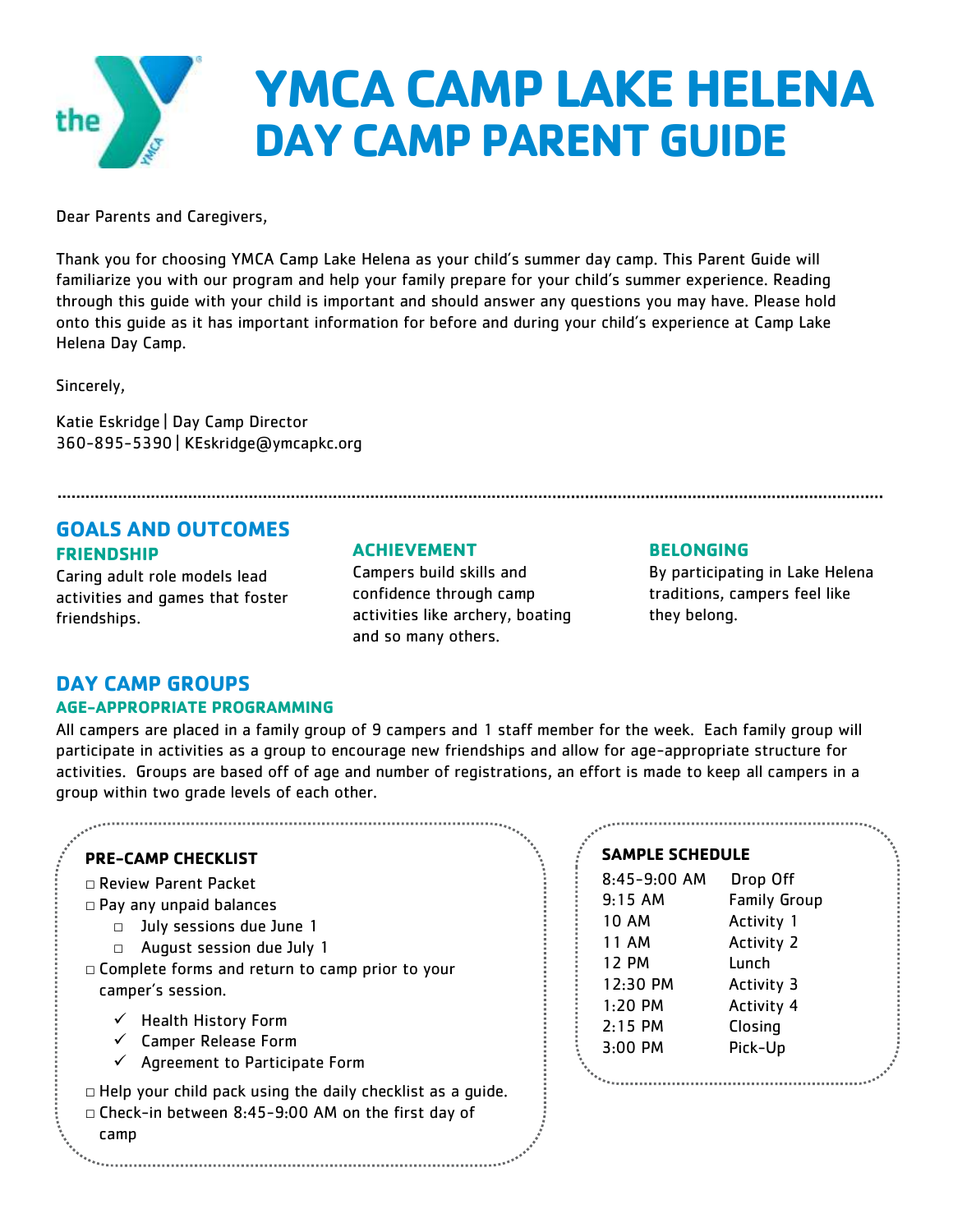# YMCA CAMP LAKE HELENA
# DAY CAMP PARENT GUIDE

Dear Parents and Caregivers,

Thank you for choosing YMCA Camp Lake Helena as your child's summer day camp. This Parent Guide will familiarize you with our program and help your family prepare for your child's summer experience. Reading through this guide with your child is important and should answer any questions you may have. Please hold onto this guide as it has important information for before and during your child's experience at Camp Lake Helena Day Camp.

Sincerely,

Katie Eskridge | Day Camp Director
360-895-5390 | KEskridge@ymcapkc.org

---

## GOALS AND OUTCOMES

### FRIENDSHIP

Caring adult role models lead activities and games that foster friendships.

### ACHIEVEMENT

Campers build skills and confidence through camp activities like archery, boating and so many others.

### BELONGING

By participating in Lake Helena traditions, campers feel like they belong.

## DAY CAMP GROUPS

### AGE-APPROPRIATE PROGRAMMING

All campers are placed in a family group of 9 campers and 1 staff member for the week. Each family group will participate in activities as a group to encourage new friendships and allow for age-appropriate structure for activities. Groups are based off of age and number of registrations, an effort is made to keep all campers in a group within two grade levels of each other.

**PRE-CAMP CHECKLIST**

- ☐ Review Parent Packet
- ☐ Pay any unpaid balances
  - ☐ July sessions due June 1
  - ☐ August session due July 1
- ☐ Complete forms and return to camp prior to your camper's session.
  - ✓ Health History Form
  - ✓ Camper Release Form
  - ✓ Agreement to Participate Form
- ☐ Help your child pack using the daily checklist as a guide.
- ☐ Check-in between 8:45-9:00 AM on the first day of camp

**SAMPLE SCHEDULE**

| | |
|---|---|
| 8:45-9:00 AM | Drop Off |
| 9:15 AM | Family Group |
| 10 AM | Activity 1 |
| 11 AM | Activity 2 |
| 12 PM | Lunch |
| 12:30 PM | Activity 3 |
| 1:20 PM | Activity 4 |
| 2:15 PM | Closing |
| 3:00 PM | Pick-Up |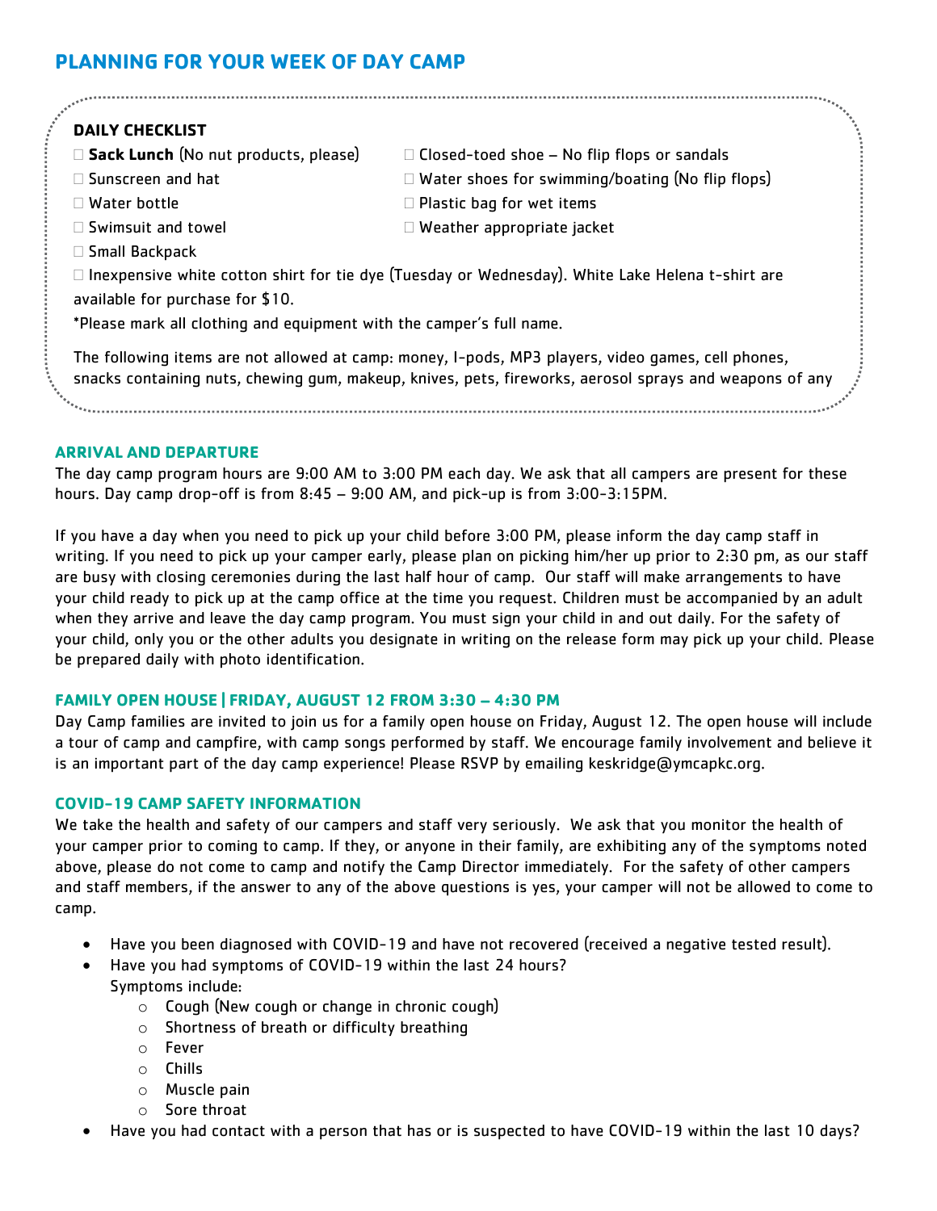## PLANNING FOR YOUR WEEK OF DAY CAMP

**DAILY CHECKLIST**

- ☐ **Sack Lunch** (No nut products, please)
- ☐ Sunscreen and hat
- ☐ Water bottle
- ☐ Swimsuit and towel
- ☐ Small Backpack
- ☐ Closed-toed shoe – No flip flops or sandals
- ☐ Water shoes for swimming/boating (No flip flops)
- ☐ Plastic bag for wet items
- ☐ Weather appropriate jacket
- ☐ Inexpensive white cotton shirt for tie dye (Tuesday or Wednesday). White Lake Helena t-shirt are available for purchase for $10.

*Please mark all clothing and equipment with the camper's full name.

The following items are not allowed at camp: money, I-pods, MP3 players, video games, cell phones, snacks containing nuts, chewing gum, makeup, knives, pets, fireworks, aerosol sprays and weapons of any

### ARRIVAL AND DEPARTURE

The day camp program hours are 9:00 AM to 3:00 PM each day. We ask that all campers are present for these hours. Day camp drop-off is from 8:45 – 9:00 AM, and pick-up is from 3:00-3:15PM.

If you have a day when you need to pick up your child before 3:00 PM, please inform the day camp staff in writing. If you need to pick up your camper early, please plan on picking him/her up prior to 2:30 pm, as our staff are busy with closing ceremonies during the last half hour of camp. Our staff will make arrangements to have your child ready to pick up at the camp office at the time you request. Children must be accompanied by an adult when they arrive and leave the day camp program. You must sign your child in and out daily. For the safety of your child, only you or the other adults you designate in writing on the release form may pick up your child. Please be prepared daily with photo identification.

### FAMILY OPEN HOUSE | FRIDAY, AUGUST 12 FROM 3:30 – 4:30 PM

Day Camp families are invited to join us for a family open house on Friday, August 12. The open house will include a tour of camp and campfire, with camp songs performed by staff. We encourage family involvement and believe it is an important part of the day camp experience! Please RSVP by emailing keskridge@ymcapkc.org.

### COVID-19 CAMP SAFETY INFORMATION

We take the health and safety of our campers and staff very seriously. We ask that you monitor the health of your camper prior to coming to camp. If they, or anyone in their family, are exhibiting any of the symptoms noted above, please do not come to camp and notify the Camp Director immediately. For the safety of other campers and staff members, if the answer to any of the above questions is yes, your camper will not be allowed to come to camp.

- Have you been diagnosed with COVID-19 and have not recovered (received a negative tested result).
- Have you had symptoms of COVID-19 within the last 24 hours?
  Symptoms include:
  - Cough (New cough or change in chronic cough)
  - Shortness of breath or difficulty breathing
  - Fever
  - Chills
  - Muscle pain
  - Sore throat
- Have you had contact with a person that has or is suspected to have COVID-19 within the last 10 days?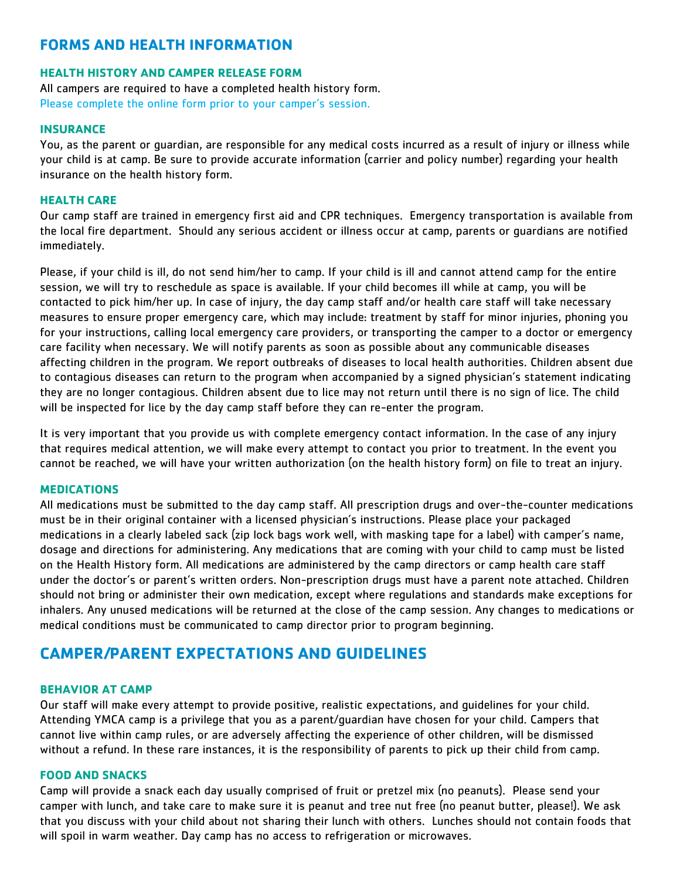## FORMS AND HEALTH INFORMATION

### HEALTH HISTORY AND CAMPER RELEASE FORM

All campers are required to have a completed health history form.
Please complete the online form prior to your camper's session.

### INSURANCE

You, as the parent or guardian, are responsible for any medical costs incurred as a result of injury or illness while your child is at camp. Be sure to provide accurate information (carrier and policy number) regarding your health insurance on the health history form.

### HEALTH CARE

Our camp staff are trained in emergency first aid and CPR techniques. Emergency transportation is available from the local fire department. Should any serious accident or illness occur at camp, parents or guardians are notified immediately.

Please, if your child is ill, do not send him/her to camp. If your child is ill and cannot attend camp for the entire session, we will try to reschedule as space is available. If your child becomes ill while at camp, you will be contacted to pick him/her up. In case of injury, the day camp staff and/or health care staff will take necessary measures to ensure proper emergency care, which may include: treatment by staff for minor injuries, phoning you for your instructions, calling local emergency care providers, or transporting the camper to a doctor or emergency care facility when necessary. We will notify parents as soon as possible about any communicable diseases affecting children in the program. We report outbreaks of diseases to local health authorities. Children absent due to contagious diseases can return to the program when accompanied by a signed physician's statement indicating they are no longer contagious. Children absent due to lice may not return until there is no sign of lice. The child will be inspected for lice by the day camp staff before they can re-enter the program.

It is very important that you provide us with complete emergency contact information. In the case of any injury that requires medical attention, we will make every attempt to contact you prior to treatment. In the event you cannot be reached, we will have your written authorization (on the health history form) on file to treat an injury.

### MEDICATIONS

All medications must be submitted to the day camp staff. All prescription drugs and over-the-counter medications must be in their original container with a licensed physician's instructions. Please place your packaged medications in a clearly labeled sack (zip lock bags work well, with masking tape for a label) with camper's name, dosage and directions for administering. Any medications that are coming with your child to camp must be listed on the Health History form. All medications are administered by the camp directors or camp health care staff under the doctor's or parent's written orders. Non-prescription drugs must have a parent note attached. Children should not bring or administer their own medication, except where regulations and standards make exceptions for inhalers. Any unused medications will be returned at the close of the camp session. Any changes to medications or medical conditions must be communicated to camp director prior to program beginning.

## CAMPER/PARENT EXPECTATIONS AND GUIDELINES

### BEHAVIOR AT CAMP

Our staff will make every attempt to provide positive, realistic expectations, and guidelines for your child. Attending YMCA camp is a privilege that you as a parent/guardian have chosen for your child. Campers that cannot live within camp rules, or are adversely affecting the experience of other children, will be dismissed without a refund. In these rare instances, it is the responsibility of parents to pick up their child from camp.

### FOOD AND SNACKS

Camp will provide a snack each day usually comprised of fruit or pretzel mix (no peanuts). Please send your camper with lunch, and take care to make sure it is peanut and tree nut free (no peanut butter, please!). We ask that you discuss with your child about not sharing their lunch with others. Lunches should not contain foods that will spoil in warm weather. Day camp has no access to refrigeration or microwaves.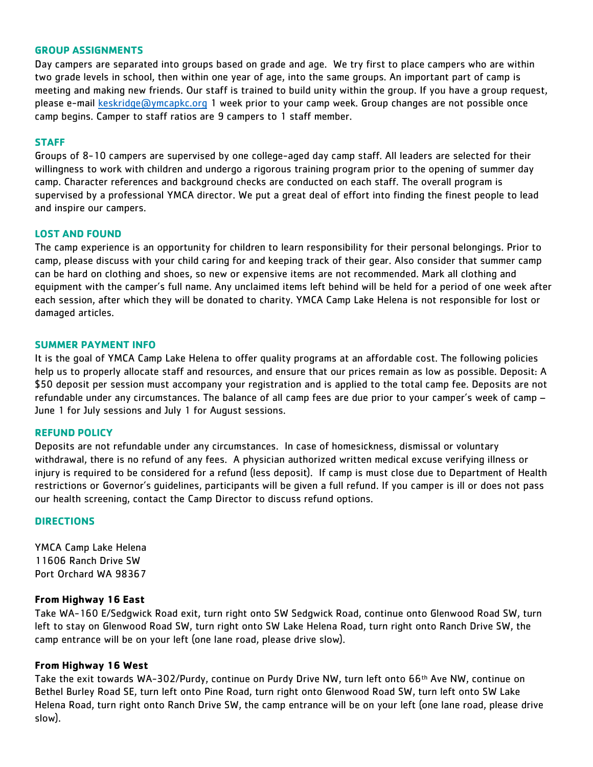## GROUP ASSIGNMENTS

Day campers are separated into groups based on grade and age. We try first to place campers who are within two grade levels in school, then within one year of age, into the same groups. An important part of camp is meeting and making new friends. Our staff is trained to build unity within the group. If you have a group request, please e-mail keskridge@ymcapkc.org 1 week prior to your camp week. Group changes are not possible once camp begins. Camper to staff ratios are 9 campers to 1 staff member.

## STAFF

Groups of 8-10 campers are supervised by one college-aged day camp staff. All leaders are selected for their willingness to work with children and undergo a rigorous training program prior to the opening of summer day camp. Character references and background checks are conducted on each staff. The overall program is supervised by a professional YMCA director. We put a great deal of effort into finding the finest people to lead and inspire our campers.

## LOST AND FOUND

The camp experience is an opportunity for children to learn responsibility for their personal belongings. Prior to camp, please discuss with your child caring for and keeping track of their gear. Also consider that summer camp can be hard on clothing and shoes, so new or expensive items are not recommended. Mark all clothing and equipment with the camper's full name. Any unclaimed items left behind will be held for a period of one week after each session, after which they will be donated to charity. YMCA Camp Lake Helena is not responsible for lost or damaged articles.

## SUMMER PAYMENT INFO

It is the goal of YMCA Camp Lake Helena to offer quality programs at an affordable cost. The following policies help us to properly allocate staff and resources, and ensure that our prices remain as low as possible. Deposit: A $50 deposit per session must accompany your registration and is applied to the total camp fee. Deposits are not refundable under any circumstances. The balance of all camp fees are due prior to your camper's week of camp – June 1 for July sessions and July 1 for August sessions.

## REFUND POLICY

Deposits are not refundable under any circumstances. In case of homesickness, dismissal or voluntary withdrawal, there is no refund of any fees. A physician authorized written medical excuse verifying illness or injury is required to be considered for a refund (less deposit). If camp is must close due to Department of Health restrictions or Governor's guidelines, participants will be given a full refund. If you camper is ill or does not pass our health screening, contact the Camp Director to discuss refund options.

## DIRECTIONS

YMCA Camp Lake Helena
11606 Ranch Drive SW
Port Orchard WA 98367

**From Highway 16 East**

Take WA-160 E/Sedgwick Road exit, turn right onto SW Sedgwick Road, continue onto Glenwood Road SW, turn left to stay on Glenwood Road SW, turn right onto SW Lake Helena Road, turn right onto Ranch Drive SW, the camp entrance will be on your left (one lane road, please drive slow).

**From Highway 16 West**

Take the exit towards WA-302/Purdy, continue on Purdy Drive NW, turn left onto 66th Ave NW, continue on Bethel Burley Road SE, turn left onto Pine Road, turn right onto Glenwood Road SW, turn left onto SW Lake Helena Road, turn right onto Ranch Drive SW, the camp entrance will be on your left (one lane road, please drive slow).